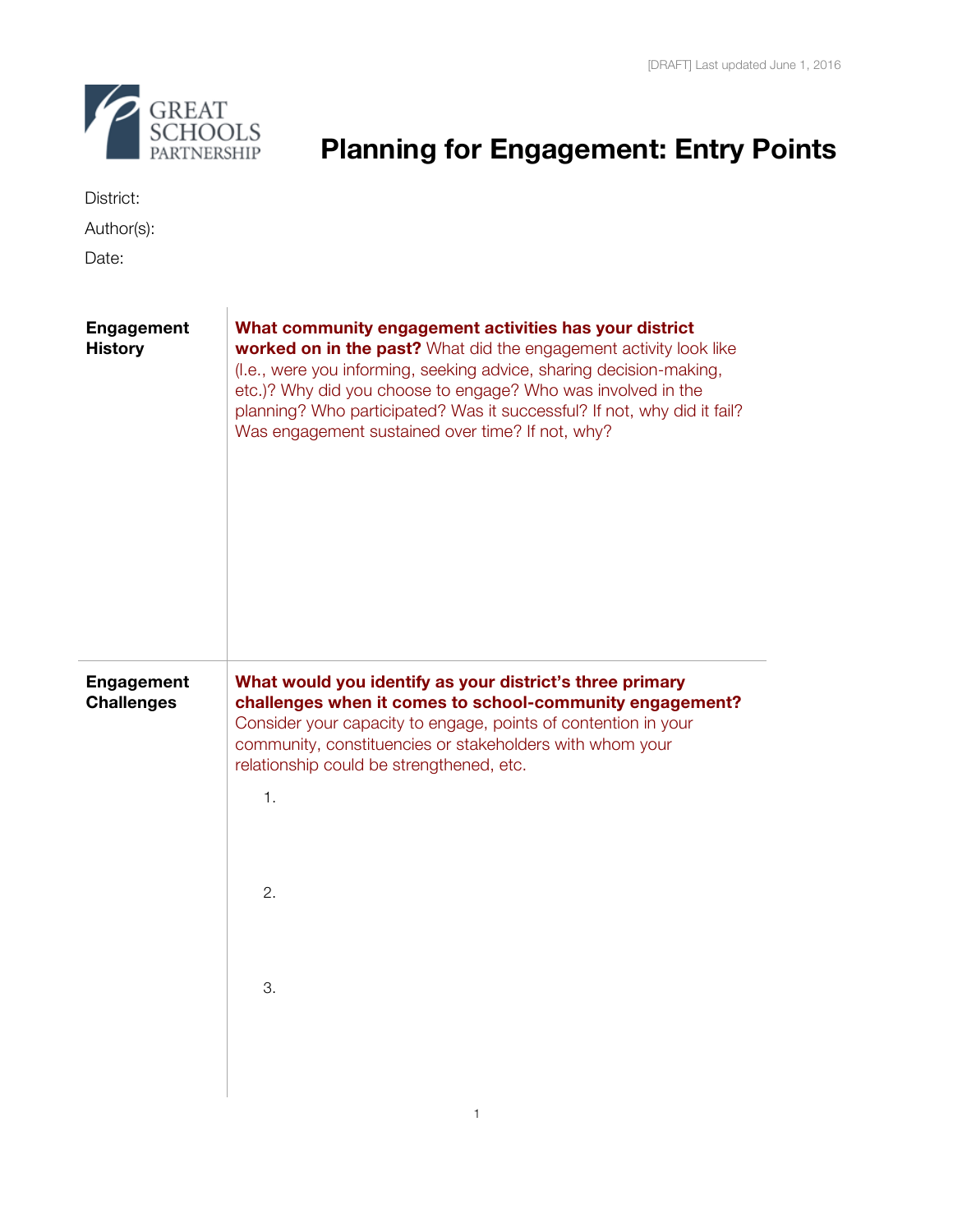[DRAFT] Last updated June 1, 2016

GREAT SCHOOLS PARTNERSHIP

# Planning for Engagement: Entry Points

District:

Author(s):

Date:

| | |
|---|---|
| **Engagement History** | **What community engagement activities has your district worked on in the past?** What did the engagement activity look like (I.e., were you informing, seeking advice, sharing decision-making, etc.)? Why did you choose to engage? Who was involved in the planning? Who participated? Was it successful? If not, why did it fail? Was engagement sustained over time? If not, why? |
| **Engagement Challenges** | **What would you identify as your district's three primary challenges when it comes to school-community engagement?** Consider your capacity to engage, points of contention in your community, constituencies or stakeholders with whom your relationship could be strengthened, etc.<br><br>1.<br><br>2.<br><br>3. |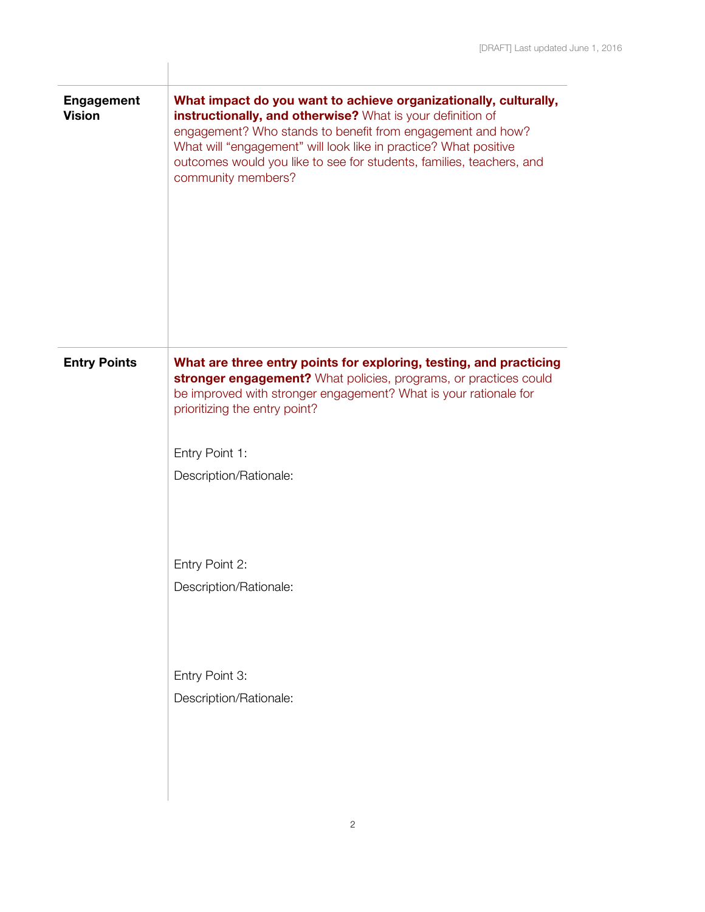| | |
|---|---|
| **Engagement Vision** | **What impact do you want to achieve organizationally, culturally, instructionally, and otherwise?** What is your definition of engagement? Who stands to benefit from engagement and how? What will "engagement" will look like in practice? What positive outcomes would you like to see for students, families, teachers, and community members? |
| **Entry Points** | **What are three entry points for exploring, testing, and practicing stronger engagement?** What policies, programs, or practices could be improved with stronger engagement? What is your rationale for prioritizing the entry point?<br><br>Entry Point 1:<br>Description/Rationale:<br><br>Entry Point 2:<br>Description/Rationale:<br><br>Entry Point 3:<br>Description/Rationale: |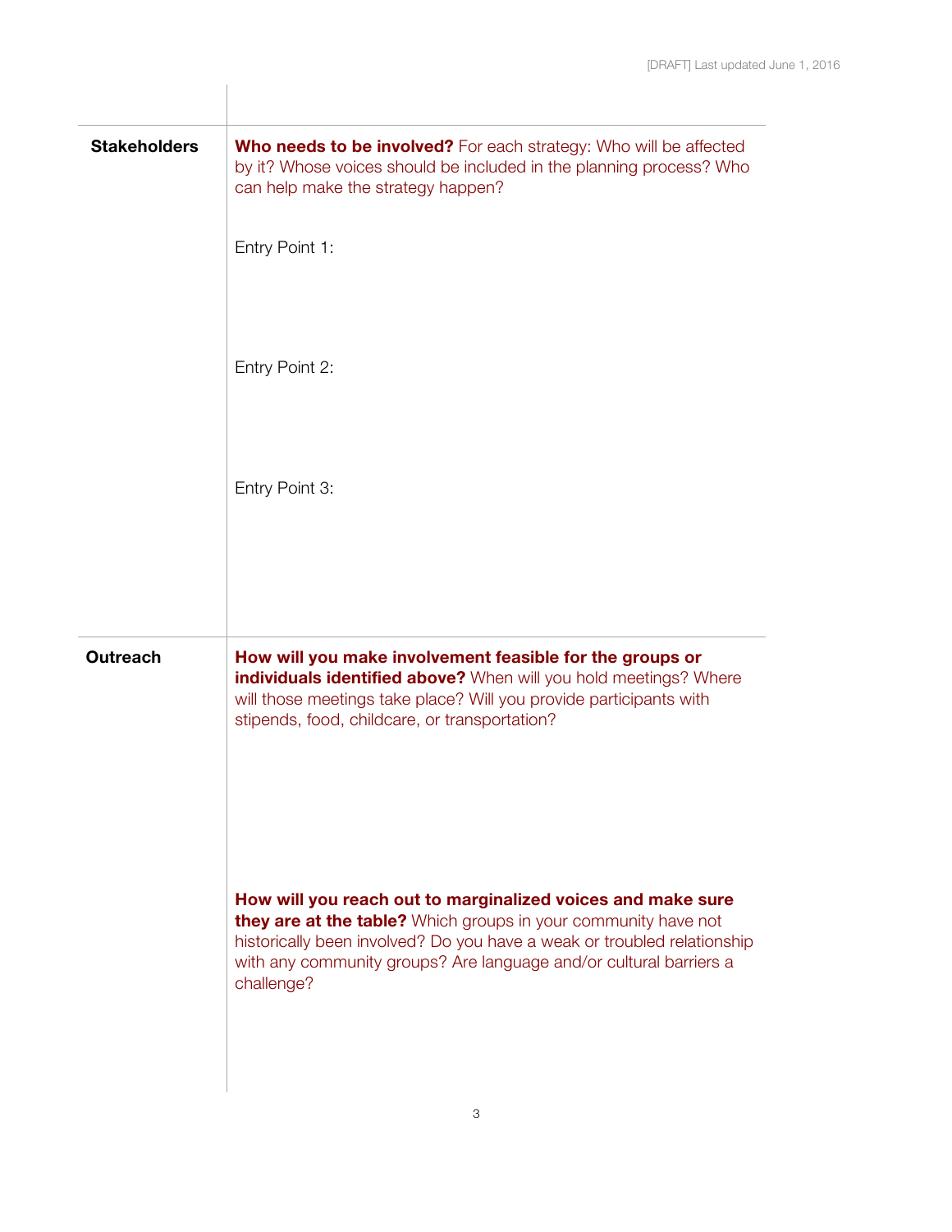| | |
|---|---|
| **Stakeholders** | **Who needs to be involved?** For each strategy: Who will be affected by it? Whose voices should be included in the planning process? Who can help make the strategy happen?<br><br>Entry Point 1:<br><br>Entry Point 2:<br><br>Entry Point 3: |
| **Outreach** | **How will you make involvement feasible for the groups or individuals identified above?** When will you hold meetings? Where will those meetings take place? Will you provide participants with stipends, food, childcare, or transportation?<br><br>**How will you reach out to marginalized voices and make sure they are at the table?** Which groups in your community have not historically been involved? Do you have a weak or troubled relationship with any community groups? Are language and/or cultural barriers a challenge? |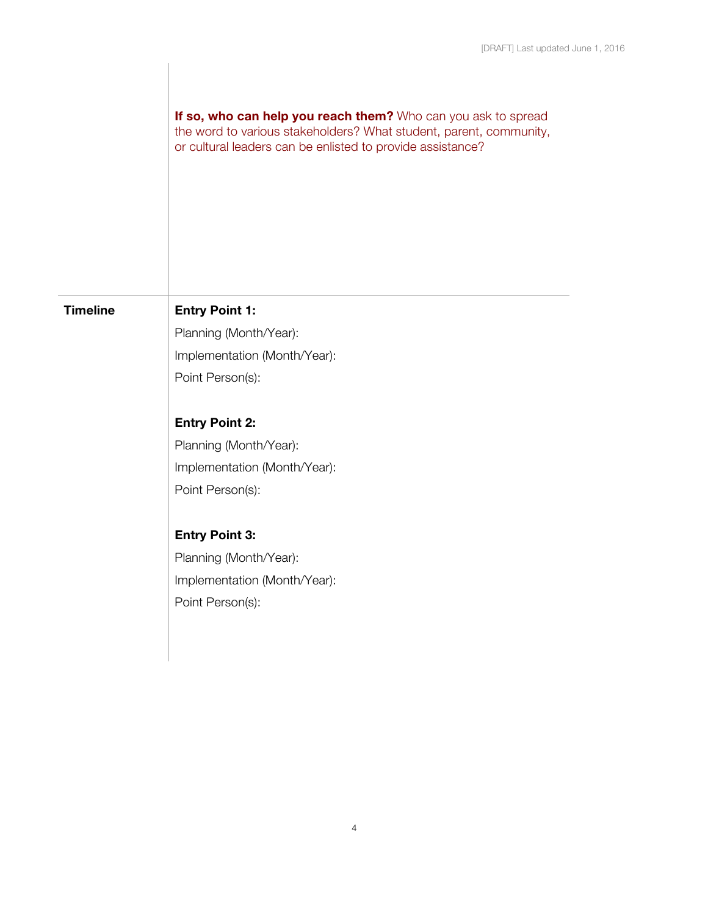| | |
|---|---|
| | **If so, who can help you reach them?** Who can you ask to spread the word to various stakeholders? What student, parent, community, or cultural leaders can be enlisted to provide assistance? |
| **Timeline** | **Entry Point 1:**<br>Planning (Month/Year):<br>Implementation (Month/Year):<br>Point Person(s):<br><br>**Entry Point 2:**<br>Planning (Month/Year):<br>Implementation (Month/Year):<br>Point Person(s):<br><br>**Entry Point 3:**<br>Planning (Month/Year):<br>Implementation (Month/Year):<br>Point Person(s): |